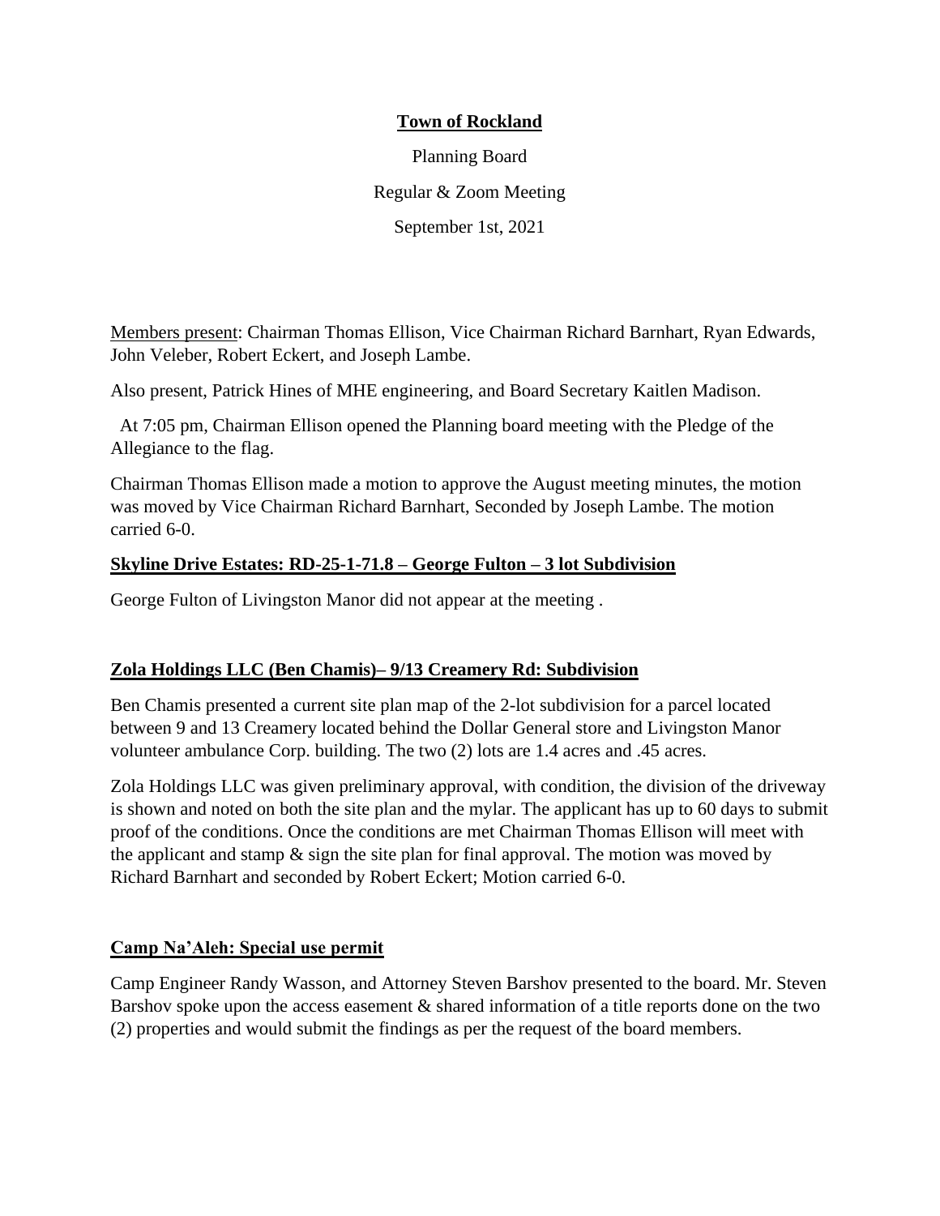**Town of Rockland**

Planning Board

Regular & Zoom Meeting

September 1st, 2021

Members present: Chairman Thomas Ellison, Vice Chairman Richard Barnhart, Ryan Edwards, John Veleber, Robert Eckert, and Joseph Lambe.

Also present, Patrick Hines of MHE engineering, and Board Secretary Kaitlen Madison.

At 7:05 pm, Chairman Ellison opened the Planning board meeting with the Pledge of the Allegiance to the flag.

Chairman Thomas Ellison made a motion to approve the August meeting minutes, the motion was moved by Vice Chairman Richard Barnhart, Seconded by Joseph Lambe. The motion carried 6-0.

**Skyline Drive Estates: RD-25-1-71.8 – George Fulton – 3 lot Subdivision**

George Fulton of Livingston Manor did not appear at the meeting .

**Zola Holdings LLC (Ben Chamis)– 9/13 Creamery Rd: Subdivision**

Ben Chamis presented a current site plan map of the 2-lot subdivision for a parcel located between 9 and 13 Creamery located behind the Dollar General store and Livingston Manor volunteer ambulance Corp. building. The two (2) lots are 1.4 acres and .45 acres.

Zola Holdings LLC was given preliminary approval, with condition, the division of the driveway is shown and noted on both the site plan and the mylar. The applicant has up to 60 days to submit proof of the conditions. Once the conditions are met Chairman Thomas Ellison will meet with the applicant and stamp & sign the site plan for final approval. The motion was moved by Richard Barnhart and seconded by Robert Eckert; Motion carried 6-0.

**Camp Na'Aleh: Special use permit**

Camp Engineer Randy Wasson, and Attorney Steven Barshov presented to the board. Mr. Steven Barshov spoke upon the access easement & shared information of a title reports done on the two (2) properties and would submit the findings as per the request of the board members.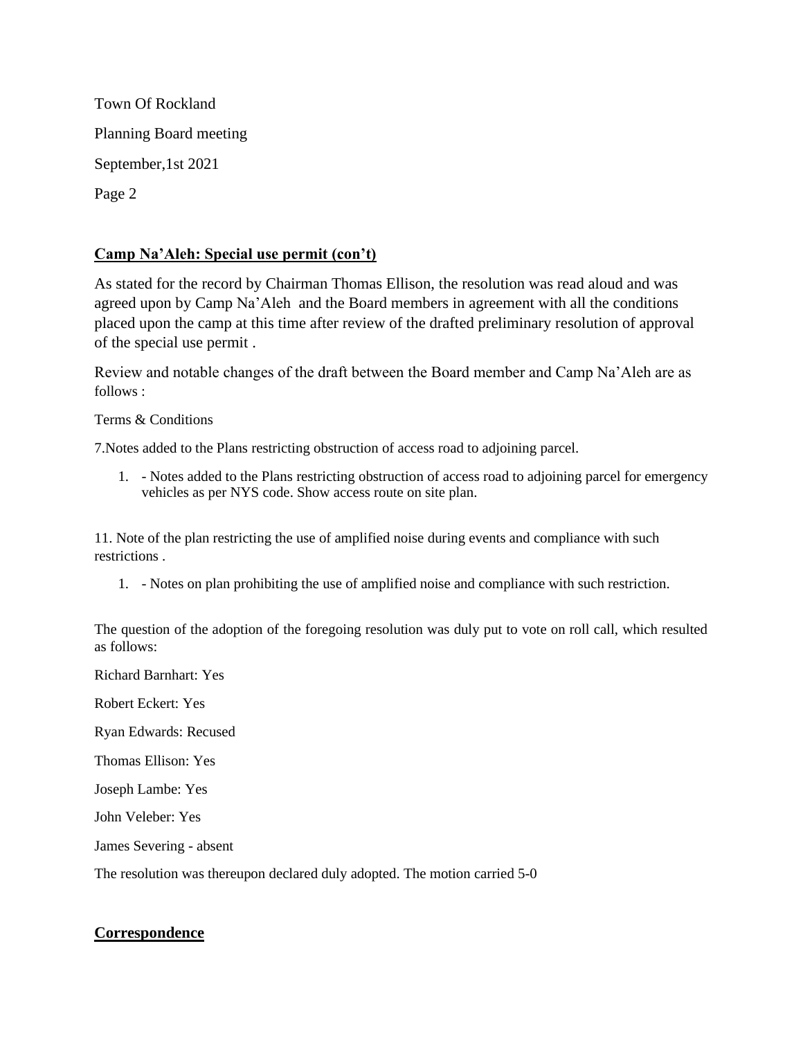Town Of Rockland

Planning Board meeting

September,1st 2021

## Camp Na'Aleh: Special use permit (con't)

As stated for the record by Chairman Thomas Ellison, the resolution was read aloud and was agreed upon by Camp Na'Aleh and the Board members in agreement with all the conditions placed upon the camp at this time after review of the drafted preliminary resolution of approval of the special use permit .

Review and notable changes of the draft between the Board member and Camp Na'Aleh are as follows :

Terms & Conditions

7.Notes added to the Plans restricting obstruction of access road to adjoining parcel.

1. - Notes added to the Plans restricting obstruction of access road to adjoining parcel for emergency vehicles as per NYS code. Show access route on site plan.

11. Note of the plan restricting the use of amplified noise during events and compliance with such restrictions .

1. - Notes on plan prohibiting the use of amplified noise and compliance with such restriction.

The question of the adoption of the foregoing resolution was duly put to vote on roll call, which resulted as follows:

Richard Barnhart: Yes

Robert Eckert: Yes

Ryan Edwards: Recused

Thomas Ellison: Yes

Joseph Lambe: Yes

John Veleber: Yes

James Severing - absent

The resolution was thereupon declared duly adopted. The motion carried 5-0

## Correspondence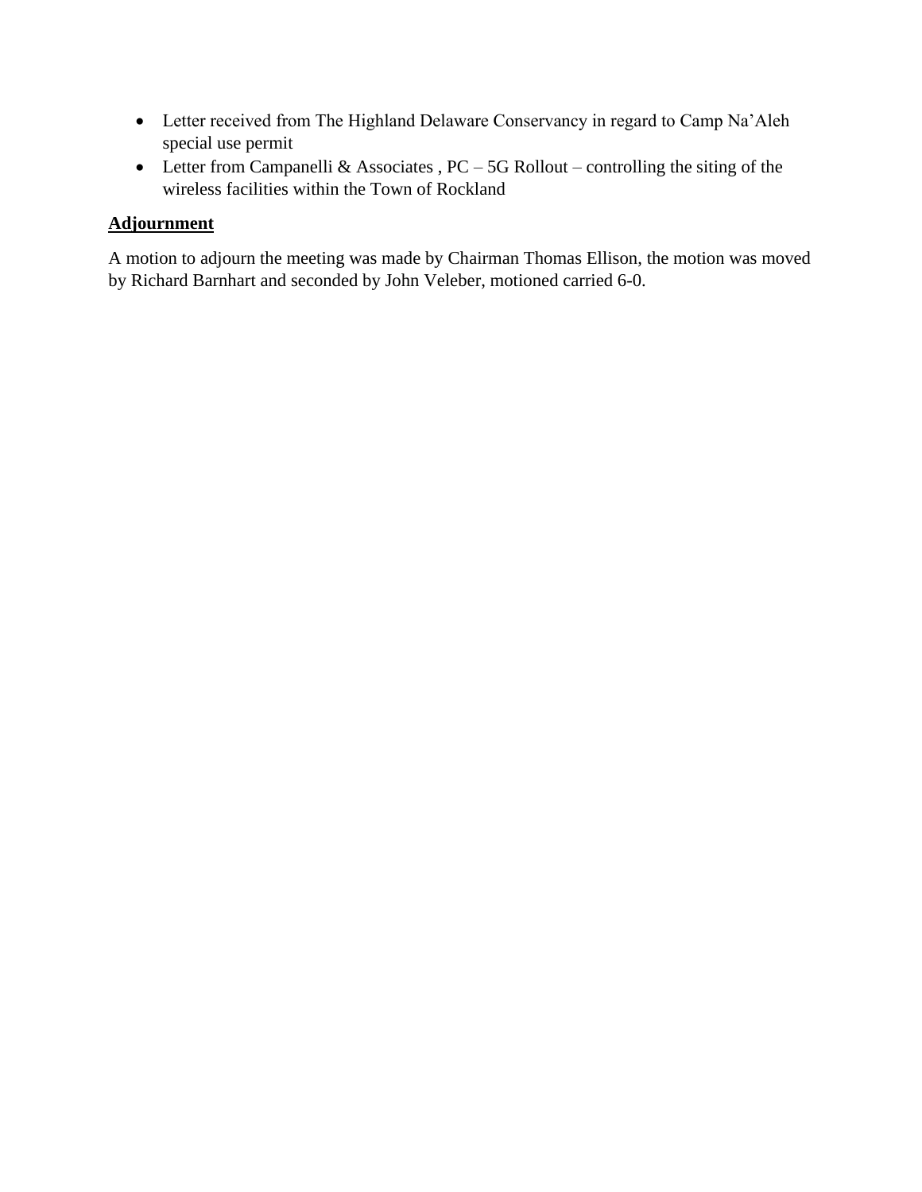- Letter received from The Highland Delaware Conservancy in regard to Camp Na'Aleh special use permit
- Letter from Campanelli & Associates , PC – 5G Rollout – controlling the siting of the wireless facilities within the Town of Rockland

**Adjournment**

A motion to adjourn the meeting was made by Chairman Thomas Ellison, the motion was moved by Richard Barnhart and seconded by John Veleber, motioned carried 6-0.